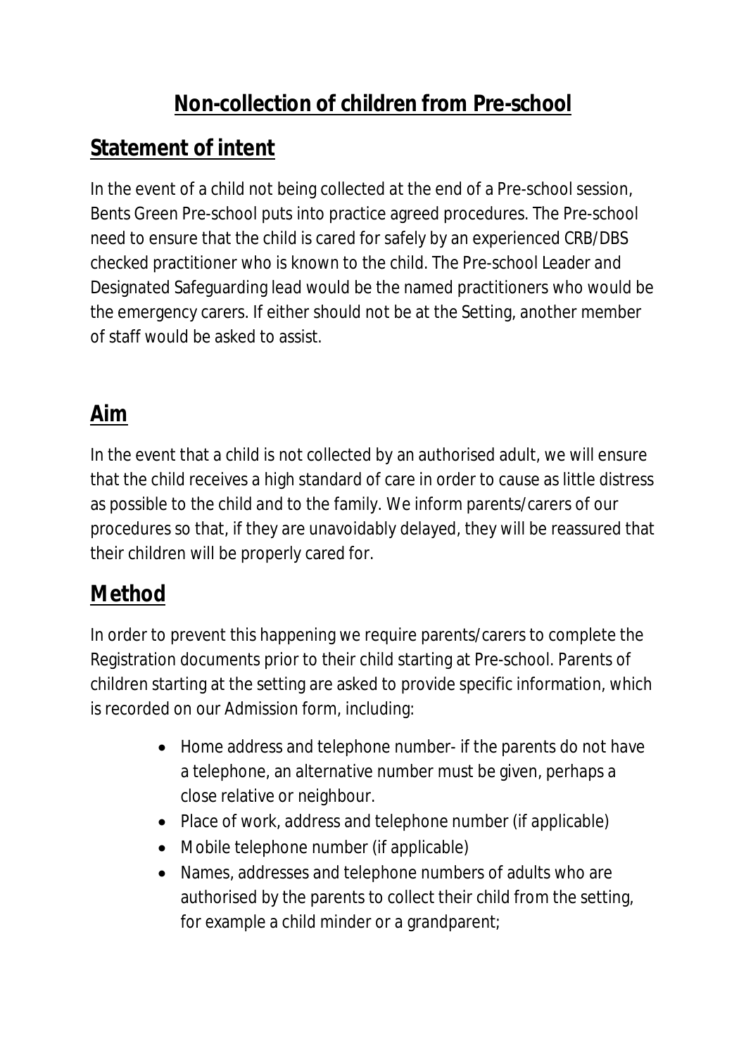# Non-collection of children from Pre-school

## Statement of intent

In the event of a child not being collected at the end of a Pre-school session, Bents Green Pre-school puts into practice agreed procedures. The Pre-school need to ensure that the child is cared for safely by an experienced CRB/DBS checked practitioner who is known to the child. The Pre-school Leader and Designated Safeguarding lead would be the named practitioners who would be the emergency carers. If either should not be at the Setting, another member of staff would be asked to assist.

## Aim

In the event that a child is not collected by an authorised adult, we will ensure that the child receives a high standard of care in order to cause as little distress as possible to the child and to the family. We inform parents/carers of our procedures so that, if they are unavoidably delayed, they will be reassured that their children will be properly cared for.

## Method

In order to prevent this happening we require parents/carers to complete the Registration documents prior to their child starting at Pre-school. Parents of children starting at the setting are asked to provide specific information, which is recorded on our Admission form, including:

- Home address and telephone number- if the parents do not have a telephone, an alternative number must be given, perhaps a close relative or neighbour.
- Place of work, address and telephone number (if applicable)
- Mobile telephone number (if applicable)
- Names, addresses and telephone numbers of adults who are authorised by the parents to collect their child from the setting, for example a child minder or a grandparent;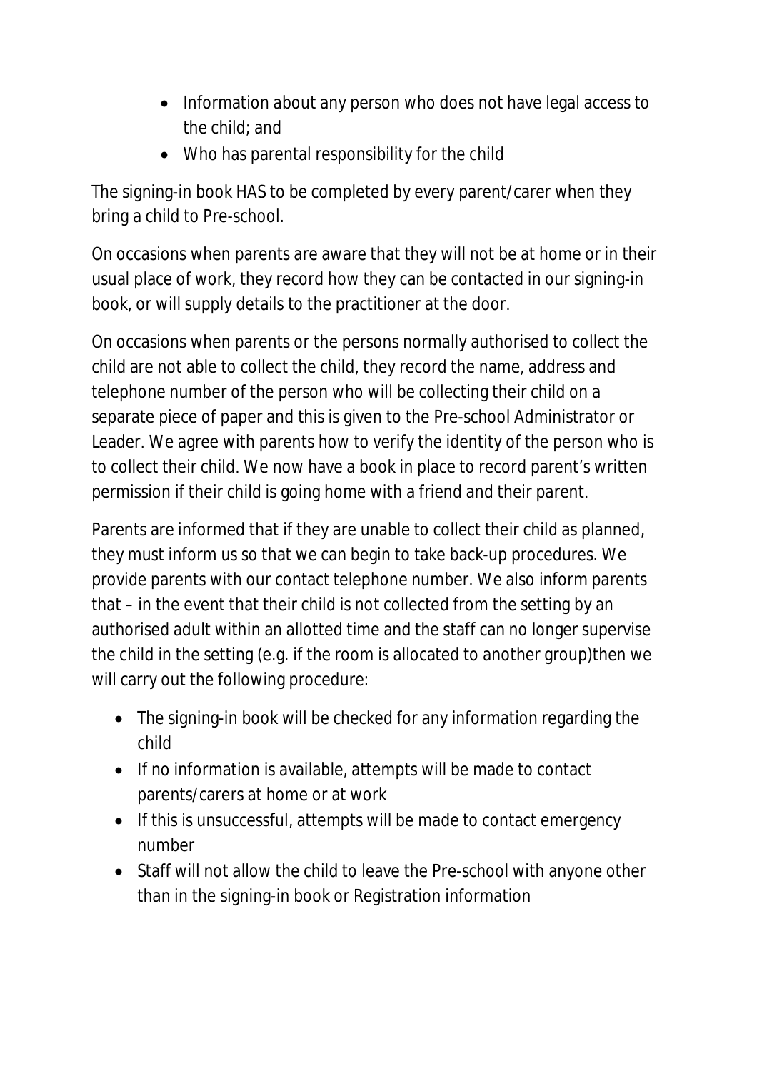- Information about any person who does not have legal access to the child; and
- Who has parental responsibility for the child

The signing-in book HAS to be completed by every parent/carer when they bring a child to Pre-school.

On occasions when parents are aware that they will not be at home or in their usual place of work, they record how they can be contacted in our signing-in book, or will supply details to the practitioner at the door.

On occasions when parents or the persons normally authorised to collect the child are not able to collect the child, they record the name, address and telephone number of the person who will be collecting their child on a separate piece of paper and this is given to the Pre-school Administrator or Leader. We agree with parents how to verify the identity of the person who is to collect their child. We now have a book in place to record parent's written permission if their child is going home with a friend and their parent.

Parents are informed that if they are unable to collect their child as planned, they must inform us so that we can begin to take back-up procedures. We provide parents with our contact telephone number. We also inform parents that – in the event that their child is not collected from the setting by an authorised adult within an allotted time and the staff can no longer supervise the child in the setting (e.g. if the room is allocated to another group)then we will carry out the following procedure:

- The signing-in book will be checked for any information regarding the child
- If no information is available, attempts will be made to contact parents/carers at home or at work
- If this is unsuccessful, attempts will be made to contact emergency number
- Staff will not allow the child to leave the Pre-school with anyone other than in the signing-in book or Registration information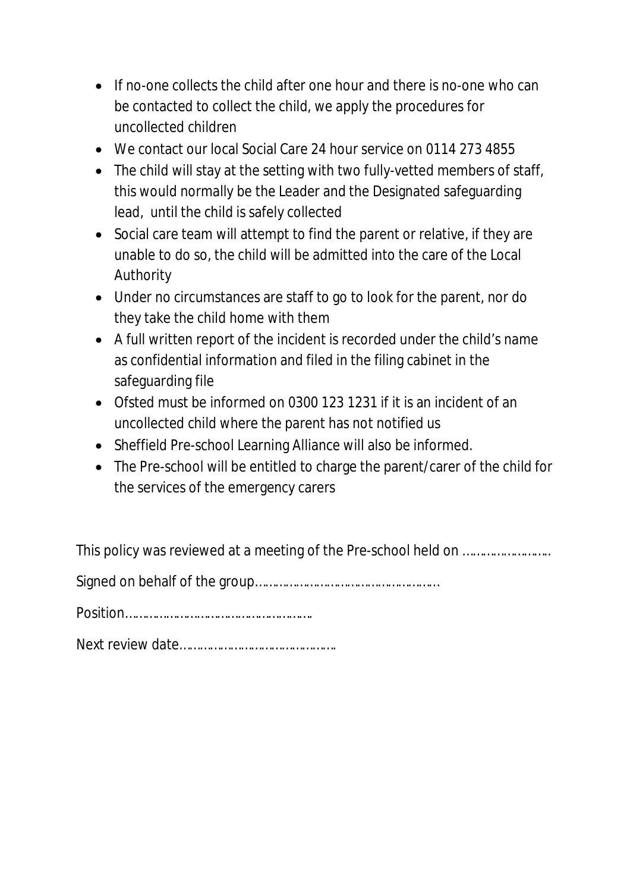- If no-one collects the child after one hour and there is no-one who can be contacted to collect the child, we apply the procedures for uncollected children
- We contact our local Social Care 24 hour service on 0114 273 4855
- The child will stay at the setting with two fully-vetted members of staff, this would normally be the Leader and the Designated safeguarding lead, until the child is safely collected
- Social care team will attempt to find the parent or relative, if they are unable to do so, the child will be admitted into the care of the Local Authority
- Under no circumstances are staff to go to look for the parent, nor do they take the child home with them
- A full written report of the incident is recorded under the child's name as confidential information and filed in the filing cabinet in the safeguarding file
- Ofsted must be informed on 0300 123 1231 if it is an incident of an uncollected child where the parent has not notified us
- Sheffield Pre-school Learning Alliance will also be informed.
- The Pre-school will be entitled to charge the parent/carer of the child for the services of the emergency carers

This policy was reviewed at a meeting of the Pre-school held on ……………………..

Signed on behalf of the group……………………………………………….

Position…………………………………………….

Next review date………………………………………